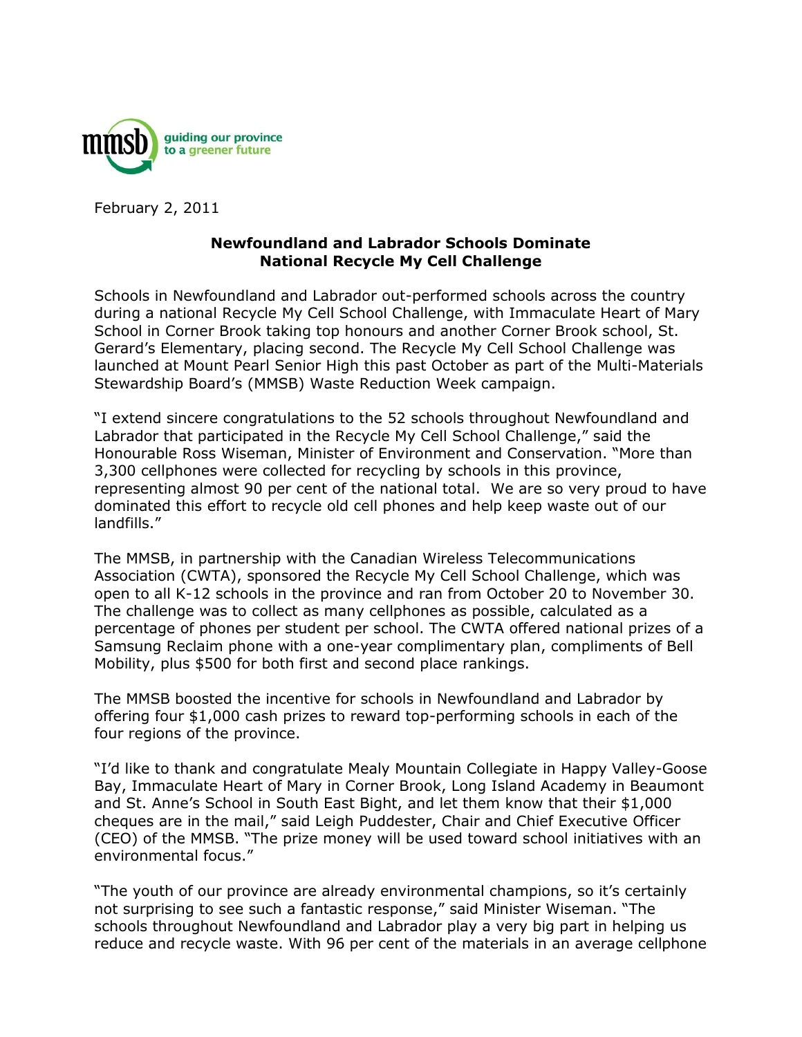mmsb guiding our province to a greener future

February 2, 2011

**Newfoundland and Labrador Schools Dominate National Recycle My Cell Challenge**

Schools in Newfoundland and Labrador out-performed schools across the country during a national Recycle My Cell School Challenge, with Immaculate Heart of Mary School in Corner Brook taking top honours and another Corner Brook school, St. Gerard's Elementary, placing second. The Recycle My Cell School Challenge was launched at Mount Pearl Senior High this past October as part of the Multi-Materials Stewardship Board's (MMSB) Waste Reduction Week campaign.

"I extend sincere congratulations to the 52 schools throughout Newfoundland and Labrador that participated in the Recycle My Cell School Challenge," said the Honourable Ross Wiseman, Minister of Environment and Conservation. "More than 3,300 cellphones were collected for recycling by schools in this province, representing almost 90 per cent of the national total. We are so very proud to have dominated this effort to recycle old cell phones and help keep waste out of our landfills."

The MMSB, in partnership with the Canadian Wireless Telecommunications Association (CWTA), sponsored the Recycle My Cell School Challenge, which was open to all K-12 schools in the province and ran from October 20 to November 30. The challenge was to collect as many cellphones as possible, calculated as a percentage of phones per student per school. The CWTA offered national prizes of a Samsung Reclaim phone with a one-year complimentary plan, compliments of Bell Mobility, plus $500 for both first and second place rankings.

The MMSB boosted the incentive for schools in Newfoundland and Labrador by offering four $1,000 cash prizes to reward top-performing schools in each of the four regions of the province.

"I'd like to thank and congratulate Mealy Mountain Collegiate in Happy Valley-Goose Bay, Immaculate Heart of Mary in Corner Brook, Long Island Academy in Beaumont and St. Anne's School in South East Bight, and let them know that their $1,000 cheques are in the mail," said Leigh Puddester, Chair and Chief Executive Officer (CEO) of the MMSB. "The prize money will be used toward school initiatives with an environmental focus."

"The youth of our province are already environmental champions, so it's certainly not surprising to see such a fantastic response," said Minister Wiseman. "The schools throughout Newfoundland and Labrador play a very big part in helping us reduce and recycle waste. With 96 per cent of the materials in an average cellphone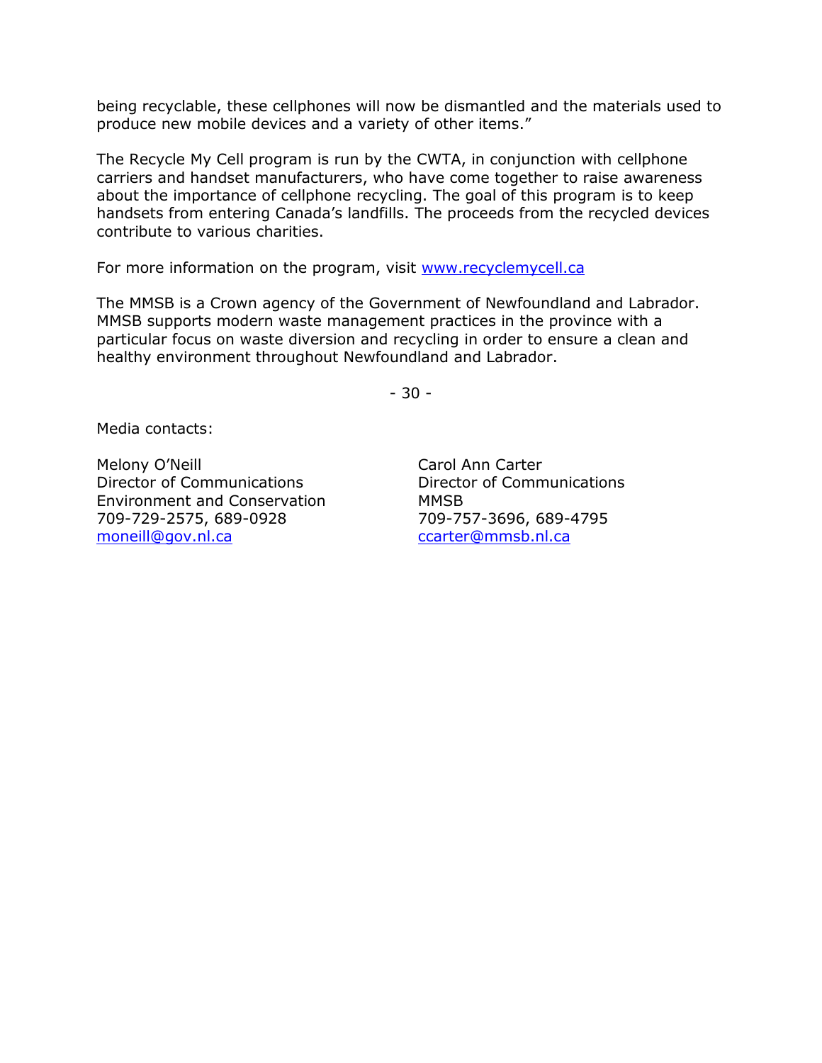being recyclable, these cellphones will now be dismantled and the materials used to produce new mobile devices and a variety of other items."

The Recycle My Cell program is run by the CWTA, in conjunction with cellphone carriers and handset manufacturers, who have come together to raise awareness about the importance of cellphone recycling. The goal of this program is to keep handsets from entering Canada's landfills. The proceeds from the recycled devices contribute to various charities.

For more information on the program, visit [www.recyclemycell.ca](http://www.recyclemycell.ca)

The MMSB is a Crown agency of the Government of Newfoundland and Labrador. MMSB supports modern waste management practices in the province with a particular focus on waste diversion and recycling in order to ensure a clean and healthy environment throughout Newfoundland and Labrador.

- 30 -

Media contacts:

Melony O'Neill
Director of Communications
Environment and Conservation
709-729-2575, 689-0928
[moneill@gov.nl.ca](mailto:moneill@gov.nl.ca)

Carol Ann Carter
Director of Communications
MMSB
709-757-3696, 689-4795
[ccarter@mmsb.nl.ca](mailto:ccarter@mmsb.nl.ca)